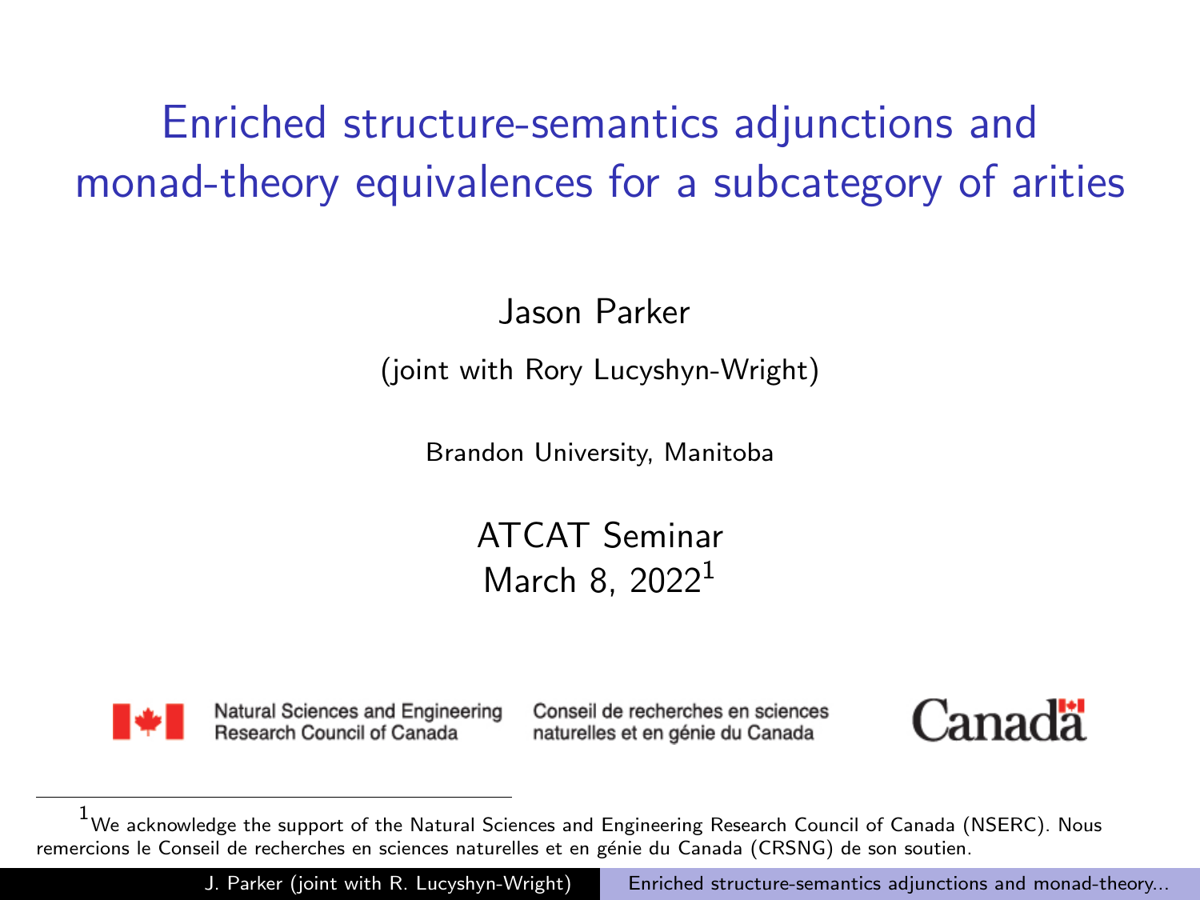# Enriched structure-semantics adjunctions and monad-theory equivalences for a subcategory of arities

Jason Parker

(joint with Rory Lucyshyn-Wright)

Brandon University, Manitoba

ATCAT Seminar

March 8, 2022[1]

Natural Sciences and Engineering Research Council of Canada — Conseil de recherches en sciences naturelles et en génie du Canada

Canada

[1] We acknowledge the support of the Natural Sciences and Engineering Research Council of Canada (NSERC). Nous remercions le Conseil de recherches en sciences naturelles et en génie du Canada (CRSNG) de son soutien.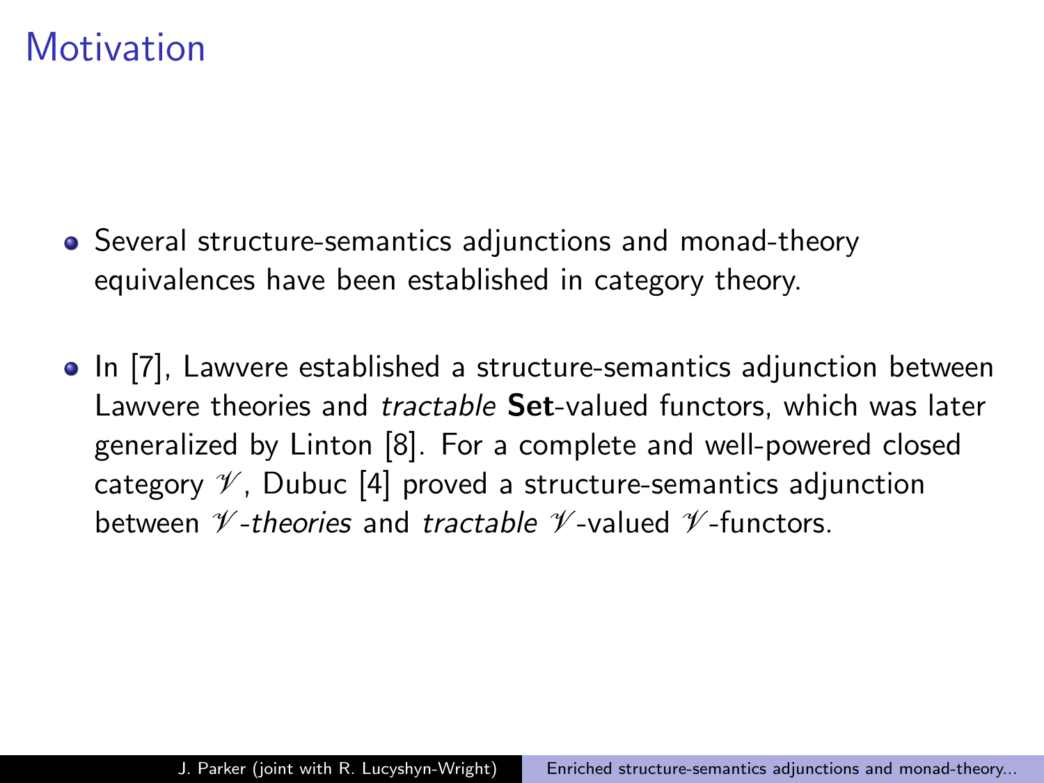# Motivation

- Several structure-semantics adjunctions and monad-theory equivalences have been established in category theory.
- In [7], Lawvere established a structure-semantics adjunction between Lawvere theories and *tractable* **Set**-valued functors, which was later generalized by Linton [8]. For a complete and well-powered closed category $\mathscr{V}$, Dubuc [4] proved a structure-semantics adjunction between *$\mathscr{V}$-theories* and *tractable* $\mathscr{V}$-valued $\mathscr{V}$-functors.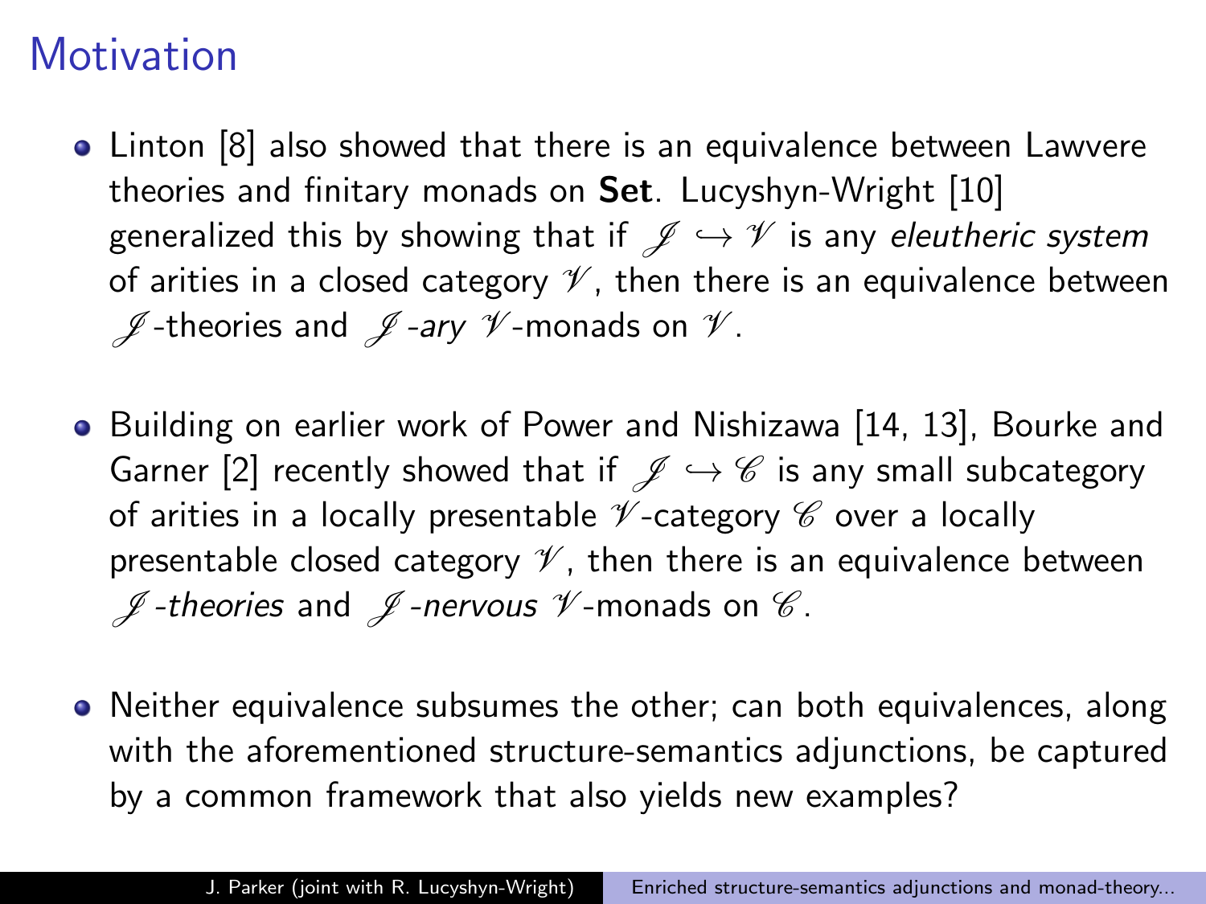# Motivation

- Linton [8] also showed that there is an equivalence between Lawvere theories and finitary monads on **Set**. Lucyshyn-Wright [10] generalized this by showing that if $\mathscr{J} \hookrightarrow \mathscr{V}$ is any *eleutheric system* of arities in a closed category $\mathscr{V}$, then there is an equivalence between $\mathscr{J}$-theories and $\mathscr{J}$*-ary* $\mathscr{V}$-monads on $\mathscr{V}$.

- Building on earlier work of Power and Nishizawa [14, 13], Bourke and Garner [2] recently showed that if $\mathscr{J} \hookrightarrow \mathscr{C}$ is any small subcategory of arities in a locally presentable $\mathscr{V}$-category $\mathscr{C}$ over a locally presentable closed category $\mathscr{V}$, then there is an equivalence between $\mathscr{J}$*-theories* and $\mathscr{J}$*-nervous* $\mathscr{V}$-monads on $\mathscr{C}$.

- Neither equivalence subsumes the other; can both equivalences, along with the aforementioned structure-semantics adjunctions, be captured by a common framework that also yields new examples?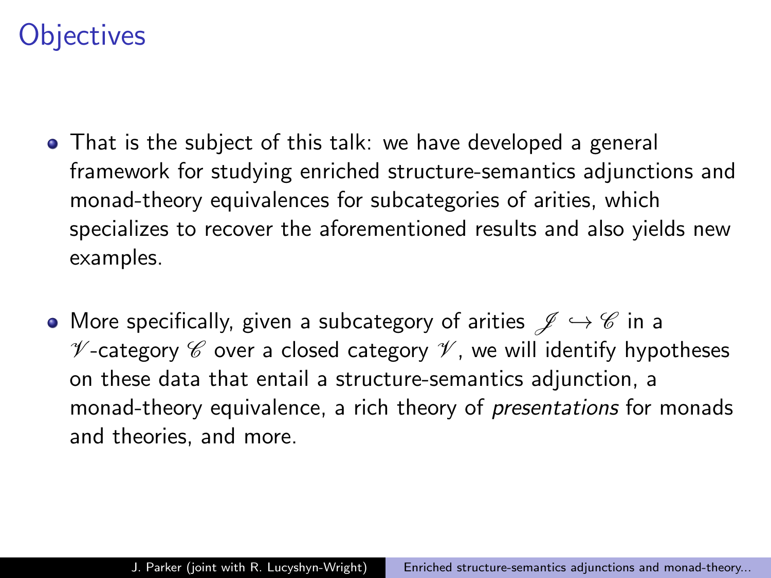# Objectives

- That is the subject of this talk: we have developed a general framework for studying enriched structure-semantics adjunctions and monad-theory equivalences for subcategories of arities, which specializes to recover the aforementioned results and also yields new examples.

- More specifically, given a subcategory of arities $\mathscr{J} \hookrightarrow \mathscr{C}$ in a $\mathscr{V}$-category $\mathscr{C}$ over a closed category $\mathscr{V}$, we will identify hypotheses on these data that entail a structure-semantics adjunction, a monad-theory equivalence, a rich theory of *presentations* for monads and theories, and more.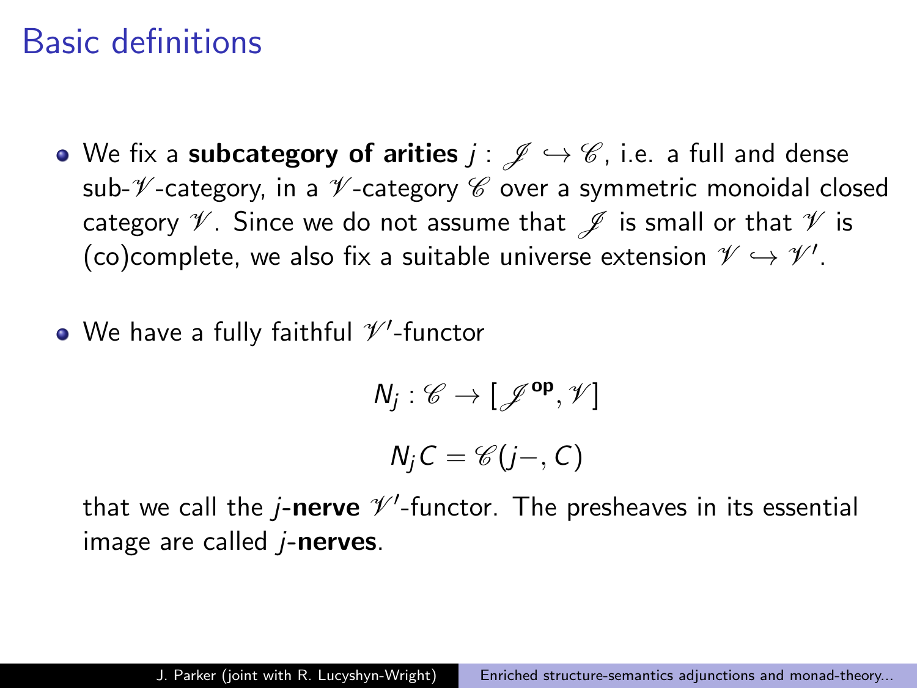# Basic definitions

- We fix a **subcategory of arities** $j : \mathscr{J} \hookrightarrow \mathscr{C}$, i.e. a full and dense sub-$\mathscr{V}$-category, in a $\mathscr{V}$-category $\mathscr{C}$ over a symmetric monoidal closed category $\mathscr{V}$. Since we do not assume that $\mathscr{J}$ is small or that $\mathscr{V}$ is (co)complete, we also fix a suitable universe extension $\mathscr{V} \hookrightarrow \mathscr{V}'$.

- We have a fully faithful $\mathscr{V}'$-functor

$$N_j : \mathscr{C} \to [\mathscr{J}^{\mathbf{op}}, \mathscr{V}]$$

$$N_j C = \mathscr{C}(j-, C)$$

  that we call the $j$-**nerve** $\mathscr{V}'$-functor. The presheaves in its essential image are called $j$-**nerves**.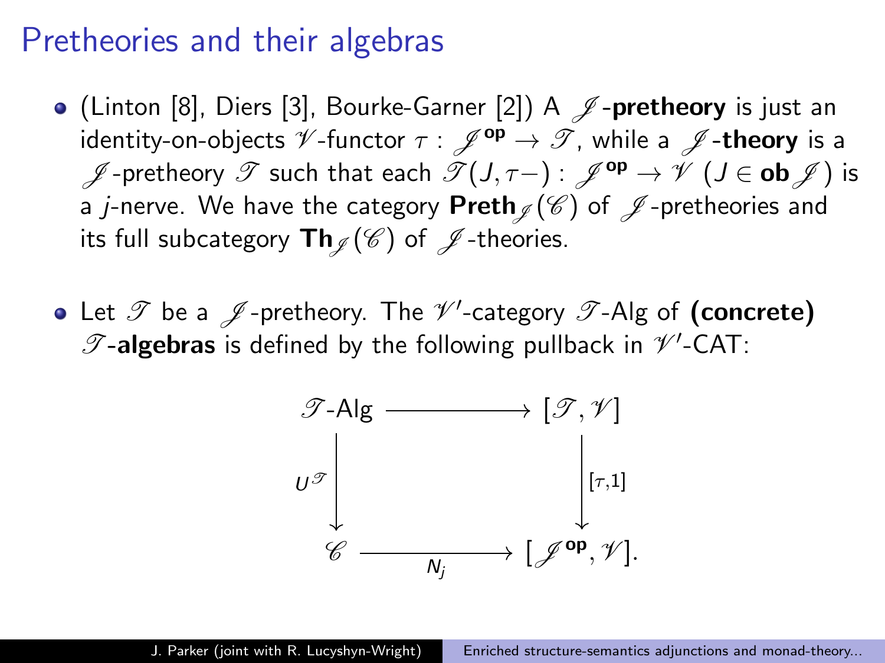## Pretheories and their algebras

- (Linton [8], Diers [3], Bourke-Garner [2]) A $\mathscr{J}$-**pretheory** is just an identity-on-objects $\mathscr{V}$-functor $\tau : \mathscr{J}^{\mathsf{op}} \to \mathscr{T}$, while a $\mathscr{J}$-**theory** is a $\mathscr{J}$-pretheory $\mathscr{T}$ such that each $\mathscr{T}(J, \tau-) : \mathscr{J}^{\mathsf{op}} \to \mathscr{V}$ $(J \in \mathbf{ob}\,\mathscr{J})$ is a $j$-nerve. We have the category $\mathbf{Preth}_{\mathscr{J}}(\mathscr{C})$ of $\mathscr{J}$-pretheories and its full subcategory $\mathbf{Th}_{\mathscr{J}}(\mathscr{C})$ of $\mathscr{J}$-theories.

- Let $\mathscr{T}$ be a $\mathscr{J}$-pretheory. The $\mathscr{V}'$-category $\mathscr{T}$-Alg of **(concrete)** $\mathscr{T}$-**algebras** is defined by the following pullback in $\mathscr{V}'$-CAT:

$$
\begin{array}{ccc}
\mathscr{T}\text{-Alg} & \longrightarrow & [\mathscr{T}, \mathscr{V}] \\
\Big\downarrow {\scriptstyle U^{\mathscr{T}}} & & \Big\downarrow {\scriptstyle [\tau, 1]} \\
\mathscr{C} & \xrightarrow[N_j]{} & [\mathscr{J}^{\mathsf{op}}, \mathscr{V}].
\end{array}
$$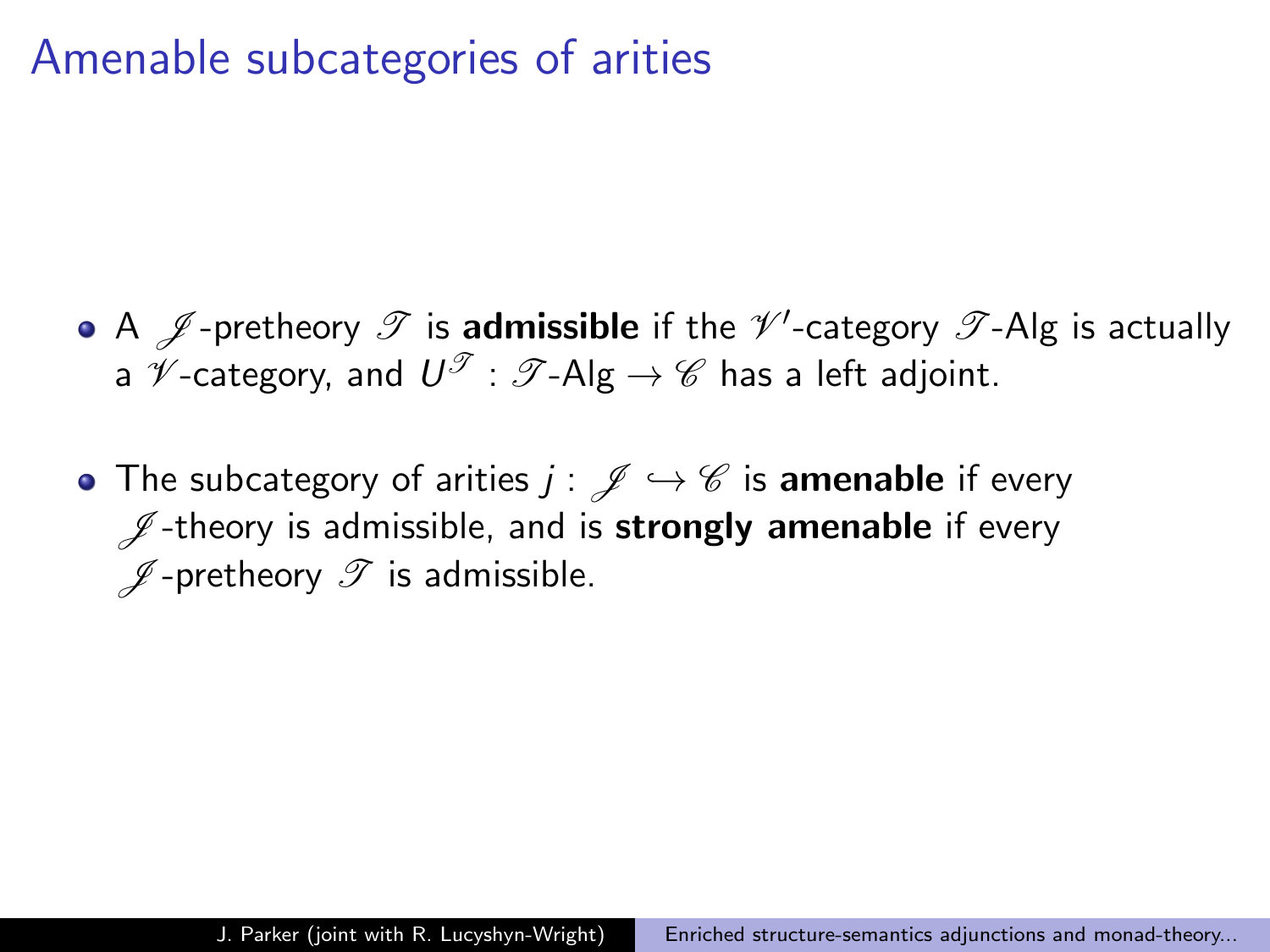# Amenable subcategories of arities

- A $\mathscr{J}$-pretheory $\mathscr{T}$ is **admissible** if the $\mathscr{V}'$-category $\mathscr{T}$-Alg is actually a $\mathscr{V}$-category, and $U^{\mathscr{T}} : \mathscr{T}\text{-Alg} \to \mathscr{C}$ has a left adjoint.
- The subcategory of arities $j : \mathscr{J} \hookrightarrow \mathscr{C}$ is **amenable** if every $\mathscr{J}$-theory is admissible, and is **strongly amenable** if every $\mathscr{J}$-pretheory $\mathscr{T}$ is admissible.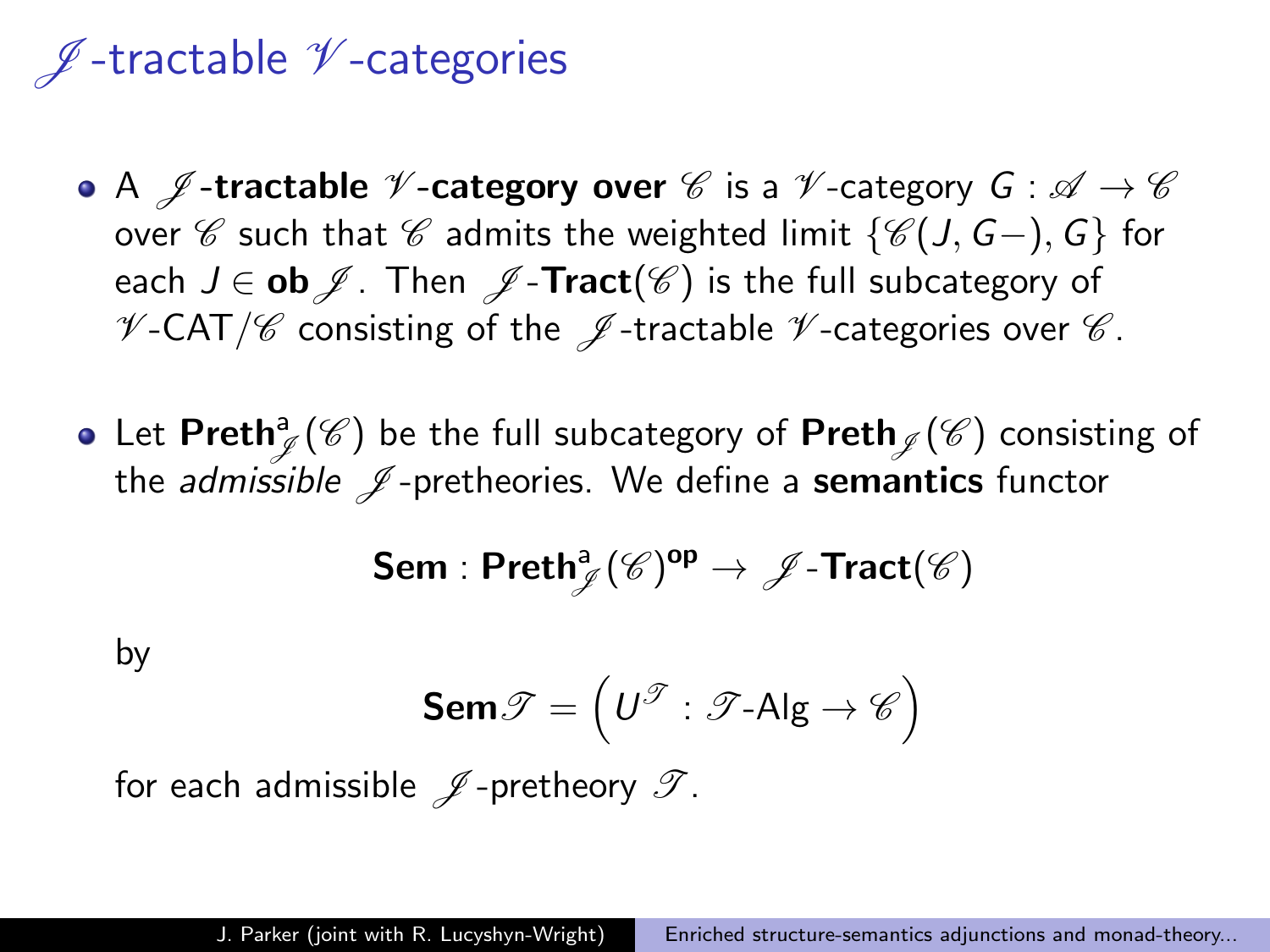# $\mathscr{J}$-tractable $\mathscr{V}$-categories

- A **$\mathscr{J}$-tractable $\mathscr{V}$-category over $\mathscr{C}$** is a $\mathscr{V}$-category $G : \mathscr{A} \to \mathscr{C}$ over $\mathscr{C}$ such that $\mathscr{C}$ admits the weighted limit $\{\mathscr{C}(J, G-), G\}$ for each $J \in \mathbf{ob}\,\mathscr{J}$. Then $\mathscr{J}$-$\mathbf{Tract}(\mathscr{C})$ is the full subcategory of $\mathscr{V}$-CAT$/\mathscr{C}$ consisting of the $\mathscr{J}$-tractable $\mathscr{V}$-categories over $\mathscr{C}$.

- Let $\mathbf{Preth}^{\mathrm{a}}_{\mathscr{J}}(\mathscr{C})$ be the full subcategory of $\mathbf{Preth}_{\mathscr{J}}(\mathscr{C})$ consisting of the *admissible* $\mathscr{J}$-pretheories. We define a **semantics** functor

$$\mathbf{Sem} : \mathbf{Preth}^{\mathrm{a}}_{\mathscr{J}}(\mathscr{C})^{\mathbf{op}} \to \mathscr{J}\text{-}\mathbf{Tract}(\mathscr{C})$$

by

$$\mathbf{Sem}\,\mathscr{T} = \left( U^{\mathscr{T}} : \mathscr{T}\text{-Alg} \to \mathscr{C} \right)$$

for each admissible $\mathscr{J}$-pretheory $\mathscr{T}$.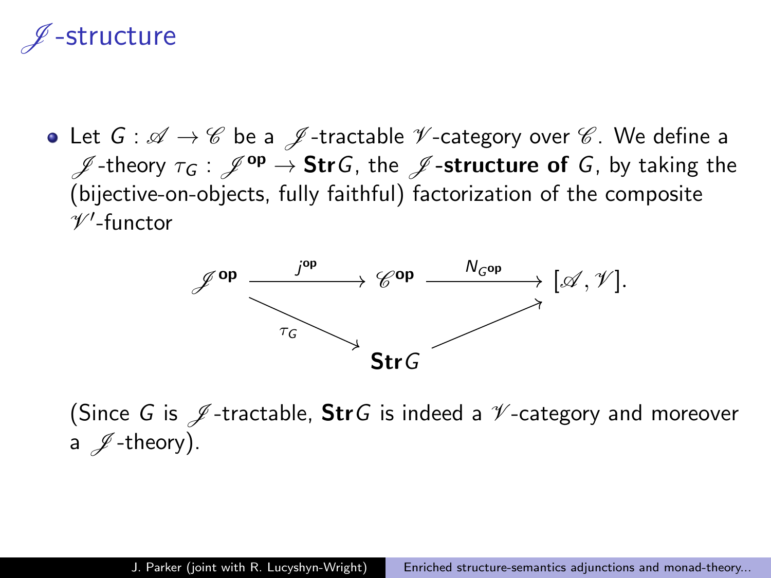# $\mathscr{J}$-structure

- Let $G : \mathscr{A} \to \mathscr{C}$ be a $\mathscr{J}$-tractable $\mathscr{V}$-category over $\mathscr{C}$. We define a $\mathscr{J}$-theory $\tau_G : \mathscr{J}^{\mathbf{op}} \to \mathbf{Str}G$, the **$\mathscr{J}$-structure of** $G$, by taking the (bijective-on-objects, fully faithful) factorization of the composite $\mathscr{V}'$-functor

$$
\begin{array}{ccccc}
\mathscr{J}^{\mathbf{op}} & \xrightarrow{j^{\mathbf{op}}} & \mathscr{C}^{\mathbf{op}} & \xrightarrow{N_{G^{\mathbf{op}}}} & [\mathscr{A}, \mathscr{V}]. \\
& \searrow_{\tau_G} & & \nearrow & \\
& & \mathbf{Str}G & &
\end{array}
$$

  (Since $G$ is $\mathscr{J}$-tractable, $\mathbf{Str}G$ is indeed a $\mathscr{V}$-category and moreover a $\mathscr{J}$-theory).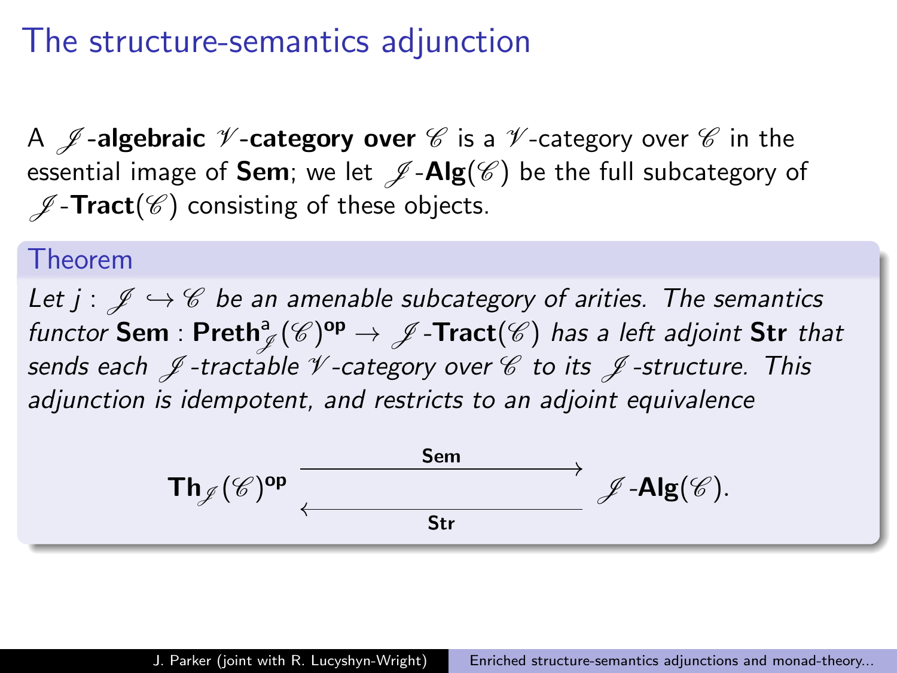# The structure-semantics adjunction

A $\mathscr{J}$**-algebraic** $\mathscr{V}$**-category over** $\mathscr{C}$ is a $\mathscr{V}$-category over $\mathscr{C}$ in the essential image of **Sem**; we let $\mathscr{J}$-$\mathbf{Alg}(\mathscr{C})$ be the full subcategory of $\mathscr{J}$-$\mathbf{Tract}(\mathscr{C})$ consisting of these objects.

**Theorem**

*Let $j : \mathscr{J} \hookrightarrow \mathscr{C}$ be an amenable subcategory of arities. The semantics functor $\mathbf{Sem} : \mathbf{Preth}^{\mathrm{a}}_{\mathscr{J}}(\mathscr{C})^{\mathbf{op}} \to \mathscr{J}\text{-}\mathbf{Tract}(\mathscr{C})$ has a left adjoint* **Str** *that sends each $\mathscr{J}$-tractable $\mathscr{V}$-category over $\mathscr{C}$ to its $\mathscr{J}$-structure. This adjunction is idempotent, and restricts to an adjoint equivalence*

$$\mathbf{Th}_{\mathscr{J}}(\mathscr{C})^{\mathbf{op}} \underset{\mathbf{Str}}{\overset{\mathbf{Sem}}{\rightleftarrows}} \mathscr{J}\text{-}\mathbf{Alg}(\mathscr{C}).$$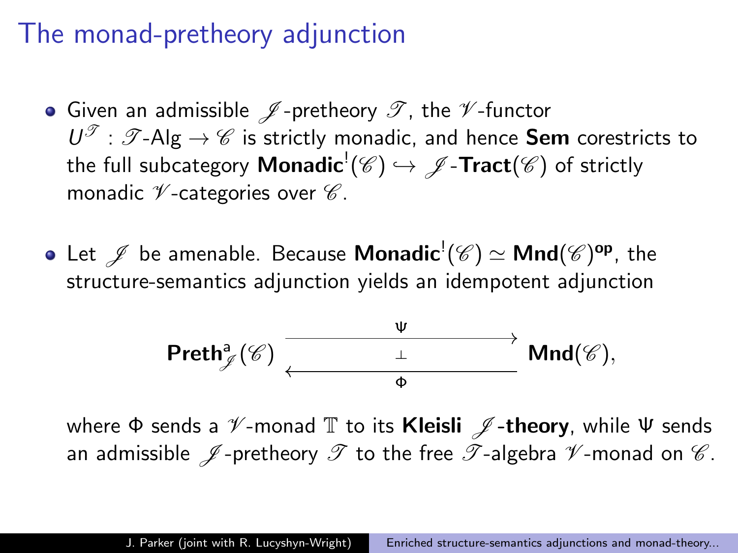# The monad-pretheory adjunction

- Given an admissible $\mathscr{J}$-pretheory $\mathscr{T}$, the $\mathscr{V}$-functor $U^{\mathscr{T}} : \mathscr{T}\text{-Alg} \to \mathscr{C}$ is strictly monadic, and hence **Sem** corestricts to the full subcategory $\mathbf{Monadic}^!(\mathscr{C}) \hookrightarrow \mathscr{J}\text{-}\mathbf{Tract}(\mathscr{C})$ of strictly monadic $\mathscr{V}$-categories over $\mathscr{C}$.

- Let $\mathscr{J}$ be amenable. Because $\mathbf{Monadic}^!(\mathscr{C}) \simeq \mathbf{Mnd}(\mathscr{C})^{\mathbf{op}}$, the structure-semantics adjunction yields an idempotent adjunction

$$\mathbf{Preth}^{\mathsf{a}}_{\mathscr{J}}(\mathscr{C}) \underset{\Phi}{\overset{\Psi}{\underset{\longleftarrow}{\overset{\longrightarrow}{\bot}}}} \mathbf{Mnd}(\mathscr{C}),$$

  where $\Phi$ sends a $\mathscr{V}$-monad $\mathbb{T}$ to its **Kleisli $\mathscr{J}$-theory**, while $\Psi$ sends an admissible $\mathscr{J}$-pretheory $\mathscr{T}$ to the free $\mathscr{T}$-algebra $\mathscr{V}$-monad on $\mathscr{C}$.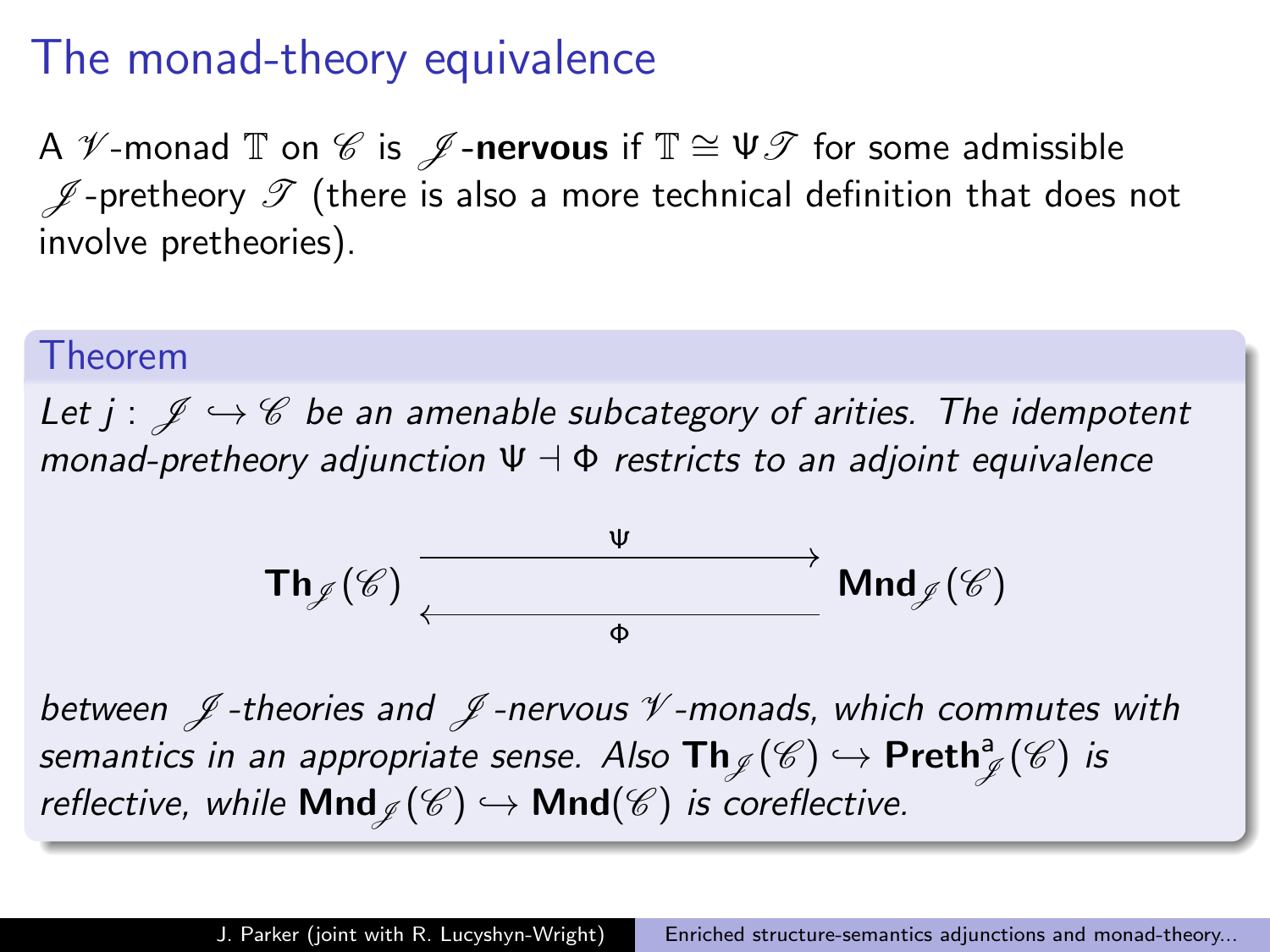# The monad-theory equivalence

A $\mathscr{V}$-monad $\mathbb{T}$ on $\mathscr{C}$ is $\mathscr{J}$-**nervous** if $\mathbb{T} \cong \Psi\mathscr{T}$ for some admissible $\mathscr{J}$-pretheory $\mathscr{T}$ (there is also a more technical definition that does not involve pretheories).

**Theorem**

*Let $j : \mathscr{J} \hookrightarrow \mathscr{C}$ be an amenable subcategory of arities. The idempotent monad-pretheory adjunction $\Psi \dashv \Phi$ restricts to an adjoint equivalence*

$$\mathbf{Th}_{\mathscr{J}}(\mathscr{C}) \underset{\Phi}{\overset{\Psi}{\rightleftarrows}} \mathbf{Mnd}_{\mathscr{J}}(\mathscr{C})$$

*between $\mathscr{J}$-theories and $\mathscr{J}$-nervous $\mathscr{V}$-monads, which commutes with semantics in an appropriate sense. Also $\mathbf{Th}_{\mathscr{J}}(\mathscr{C}) \hookrightarrow \mathbf{Preth}^{\mathsf{a}}_{\mathscr{J}}(\mathscr{C})$ is reflective, while $\mathbf{Mnd}_{\mathscr{J}}(\mathscr{C}) \hookrightarrow \mathbf{Mnd}(\mathscr{C})$ is coreflective.*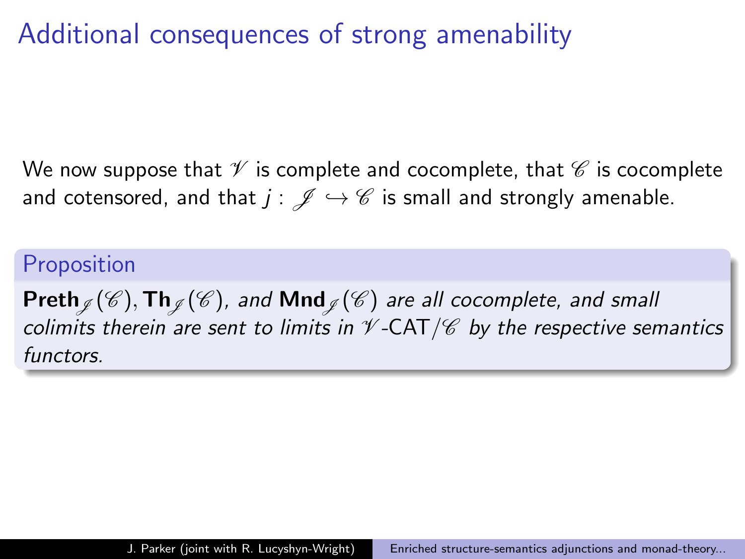# Additional consequences of strong amenability

We now suppose that $\mathscr{V}$ is complete and cocomplete, that $\mathscr{C}$ is cocomplete and cotensored, and that $j : \mathscr{J} \hookrightarrow \mathscr{C}$ is small and strongly amenable.

**Proposition**

*$\mathbf{Preth}_{\mathscr{J}}(\mathscr{C}), \mathbf{Th}_{\mathscr{J}}(\mathscr{C})$, and $\mathbf{Mnd}_{\mathscr{J}}(\mathscr{C})$ are all cocomplete, and small colimits therein are sent to limits in $\mathscr{V}$-CAT$/\mathscr{C}$ by the respective semantics functors.*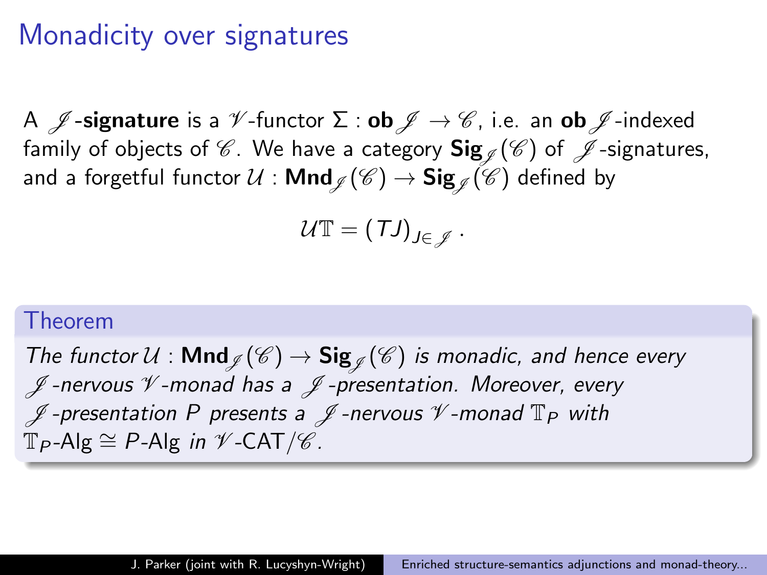# Monadicity over signatures

A $\mathscr{J}$-**signature** is a $\mathscr{V}$-functor $\Sigma : \mathbf{ob}\,\mathscr{J} \to \mathscr{C}$, i.e. an $\mathbf{ob}\,\mathscr{J}$-indexed family of objects of $\mathscr{C}$. We have a category $\mathbf{Sig}_{\mathscr{J}}(\mathscr{C})$ of $\mathscr{J}$-signatures, and a forgetful functor $\mathcal{U} : \mathbf{Mnd}_{\mathscr{J}}(\mathscr{C}) \to \mathbf{Sig}_{\mathscr{J}}(\mathscr{C})$ defined by

$$\mathcal{U}\mathbb{T} = (TJ)_{J \in \mathscr{J}}.$$

**Theorem**

*The functor $\mathcal{U} : \mathbf{Mnd}_{\mathscr{J}}(\mathscr{C}) \to \mathbf{Sig}_{\mathscr{J}}(\mathscr{C})$ is monadic, and hence every $\mathscr{J}$-nervous $\mathscr{V}$-monad has a $\mathscr{J}$-presentation. Moreover, every $\mathscr{J}$-presentation $P$ presents a $\mathscr{J}$-nervous $\mathscr{V}$-monad $\mathbb{T}_P$ with $\mathbb{T}_P\text{-Alg} \cong P\text{-Alg}$ in $\mathscr{V}\text{-CAT}/\mathscr{C}$.*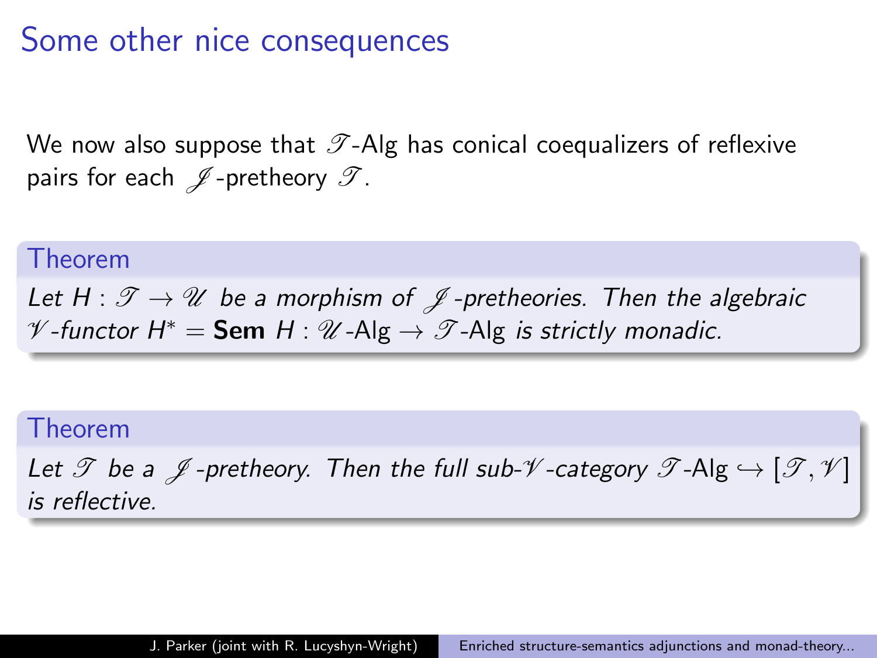# Some other nice consequences

We now also suppose that $\mathscr{T}$-Alg has conical coequalizers of reflexive pairs for each $\mathscr{J}$-pretheory $\mathscr{T}$.

**Theorem**

*Let $H : \mathscr{T} \to \mathscr{U}$ be a morphism of $\mathscr{J}$-pretheories. Then the algebraic $\mathscr{V}$-functor $H^* = \mathbf{Sem}\ H : \mathscr{U}\text{-Alg} \to \mathscr{T}\text{-Alg}$ is strictly monadic.*

**Theorem**

*Let $\mathscr{T}$ be a $\mathscr{J}$-pretheory. Then the full sub-$\mathscr{V}$-category $\mathscr{T}\text{-Alg} \hookrightarrow [\mathscr{T}, \mathscr{V}]$ is reflective.*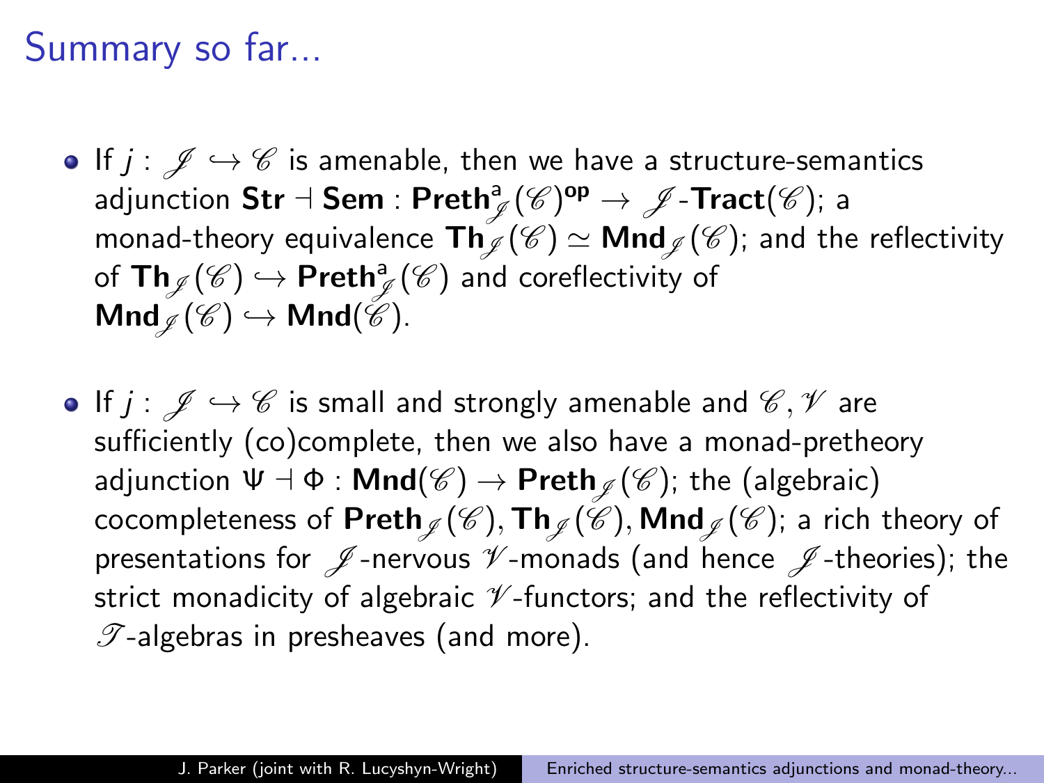# Summary so far...

- If $j : \mathscr{J} \hookrightarrow \mathscr{C}$ is amenable, then we have a structure-semantics adjunction $\mathbf{Str} \dashv \mathbf{Sem} : \mathbf{Preth}^{\mathsf{a}}_{\mathscr{J}}(\mathscr{C})^{\mathbf{op}} \to \mathscr{J}\text{-}\mathbf{Tract}(\mathscr{C})$; a monad-theory equivalence $\mathbf{Th}_{\mathscr{J}}(\mathscr{C}) \simeq \mathbf{Mnd}_{\mathscr{J}}(\mathscr{C})$; and the reflectivity of $\mathbf{Th}_{\mathscr{J}}(\mathscr{C}) \hookrightarrow \mathbf{Preth}^{\mathsf{a}}_{\mathscr{J}}(\mathscr{C})$ and coreflectivity of $\mathbf{Mnd}_{\mathscr{J}}(\mathscr{C}) \hookrightarrow \mathbf{Mnd}(\mathscr{C})$.

- If $j : \mathscr{J} \hookrightarrow \mathscr{C}$ is small and strongly amenable and $\mathscr{C}, \mathscr{V}$ are sufficiently (co)complete, then we also have a monad-pretheory adjunction $\Psi \dashv \Phi : \mathbf{Mnd}(\mathscr{C}) \to \mathbf{Preth}_{\mathscr{J}}(\mathscr{C})$; the (algebraic) cocompleteness of $\mathbf{Preth}_{\mathscr{J}}(\mathscr{C}), \mathbf{Th}_{\mathscr{J}}(\mathscr{C}), \mathbf{Mnd}_{\mathscr{J}}(\mathscr{C})$; a rich theory of presentations for $\mathscr{J}$-nervous $\mathscr{V}$-monads (and hence $\mathscr{J}$-theories); the strict monadicity of algebraic $\mathscr{V}$-functors; and the reflectivity of $\mathscr{T}$-algebras in presheaves (and more).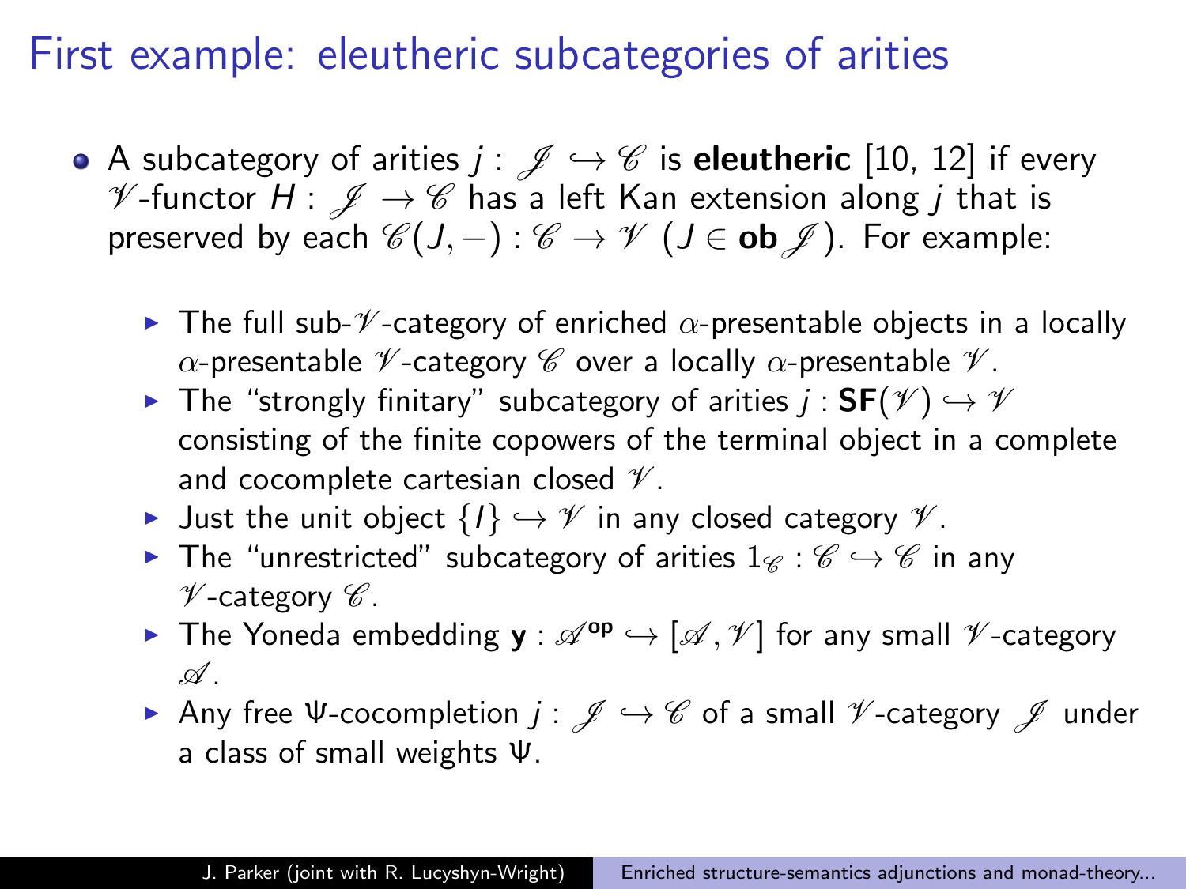# First example: eleutheric subcategories of arities

- A subcategory of arities $j : \mathscr{J} \hookrightarrow \mathscr{C}$ is **eleutheric** [10, 12] if every $\mathscr{V}$-functor $H : \mathscr{J} \to \mathscr{C}$ has a left Kan extension along $j$ that is preserved by each $\mathscr{C}(J, -) : \mathscr{C} \to \mathscr{V}$ ($J \in \mathbf{ob}\,\mathscr{J}$). For example:
  - The full sub-$\mathscr{V}$-category of enriched $\alpha$-presentable objects in a locally $\alpha$-presentable $\mathscr{V}$-category $\mathscr{C}$ over a locally $\alpha$-presentable $\mathscr{V}$.
  - The "strongly finitary" subcategory of arities $j : \mathbf{SF}(\mathscr{V}) \hookrightarrow \mathscr{V}$ consisting of the finite copowers of the terminal object in a complete and cocomplete cartesian closed $\mathscr{V}$.
  - Just the unit object $\{I\} \hookrightarrow \mathscr{V}$ in any closed category $\mathscr{V}$.
  - The "unrestricted" subcategory of arities $1_{\mathscr{C}} : \mathscr{C} \hookrightarrow \mathscr{C}$ in any $\mathscr{V}$-category $\mathscr{C}$.
  - The Yoneda embedding $\mathbf{y} : \mathscr{A}^{\mathbf{op}} \hookrightarrow [\mathscr{A}, \mathscr{V}]$ for any small $\mathscr{V}$-category $\mathscr{A}$.
  - Any free $\Psi$-cocompletion $j : \mathscr{J} \hookrightarrow \mathscr{C}$ of a small $\mathscr{V}$-category $\mathscr{J}$ under a class of small weights $\Psi$.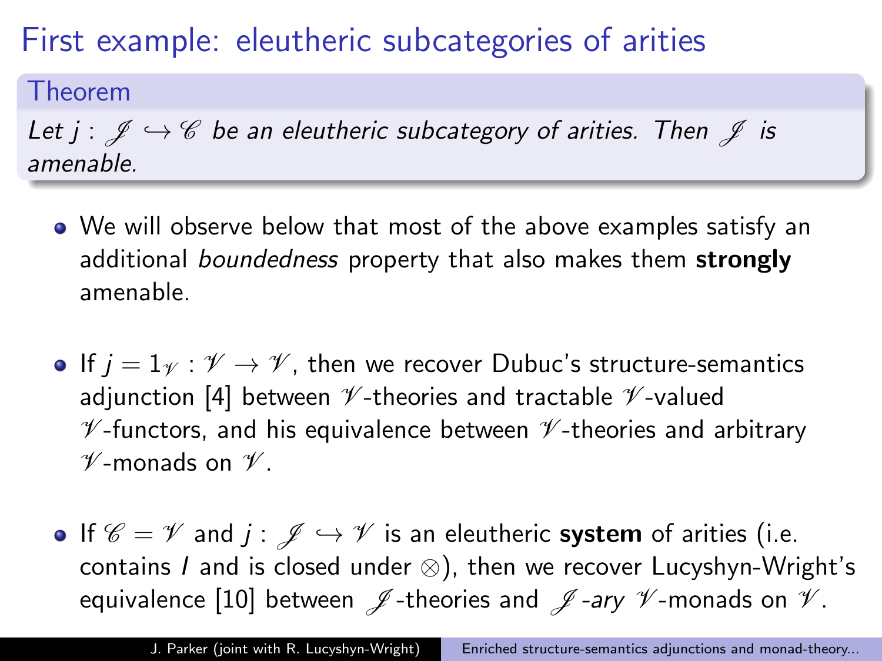# First example: eleutheric subcategories of arities

**Theorem**

*Let $j : \mathscr{J} \hookrightarrow \mathscr{C}$ be an eleutheric subcategory of arities. Then $\mathscr{J}$ is amenable.*

- We will observe below that most of the above examples satisfy an additional *boundedness* property that also makes them **strongly** amenable.

- If $j = 1_{\mathscr{V}} : \mathscr{V} \to \mathscr{V}$, then we recover Dubuc's structure-semantics adjunction [4] between $\mathscr{V}$-theories and tractable $\mathscr{V}$-valued $\mathscr{V}$-functors, and his equivalence between $\mathscr{V}$-theories and arbitrary $\mathscr{V}$-monads on $\mathscr{V}$.

- If $\mathscr{C} = \mathscr{V}$ and $j : \mathscr{J} \hookrightarrow \mathscr{V}$ is an eleutheric **system** of arities (i.e. contains $I$ and is closed under $\otimes$), then we recover Lucyshyn-Wright's equivalence [10] between $\mathscr{J}$-theories and $\mathscr{J}$*-ary* $\mathscr{V}$-monads on $\mathscr{V}$.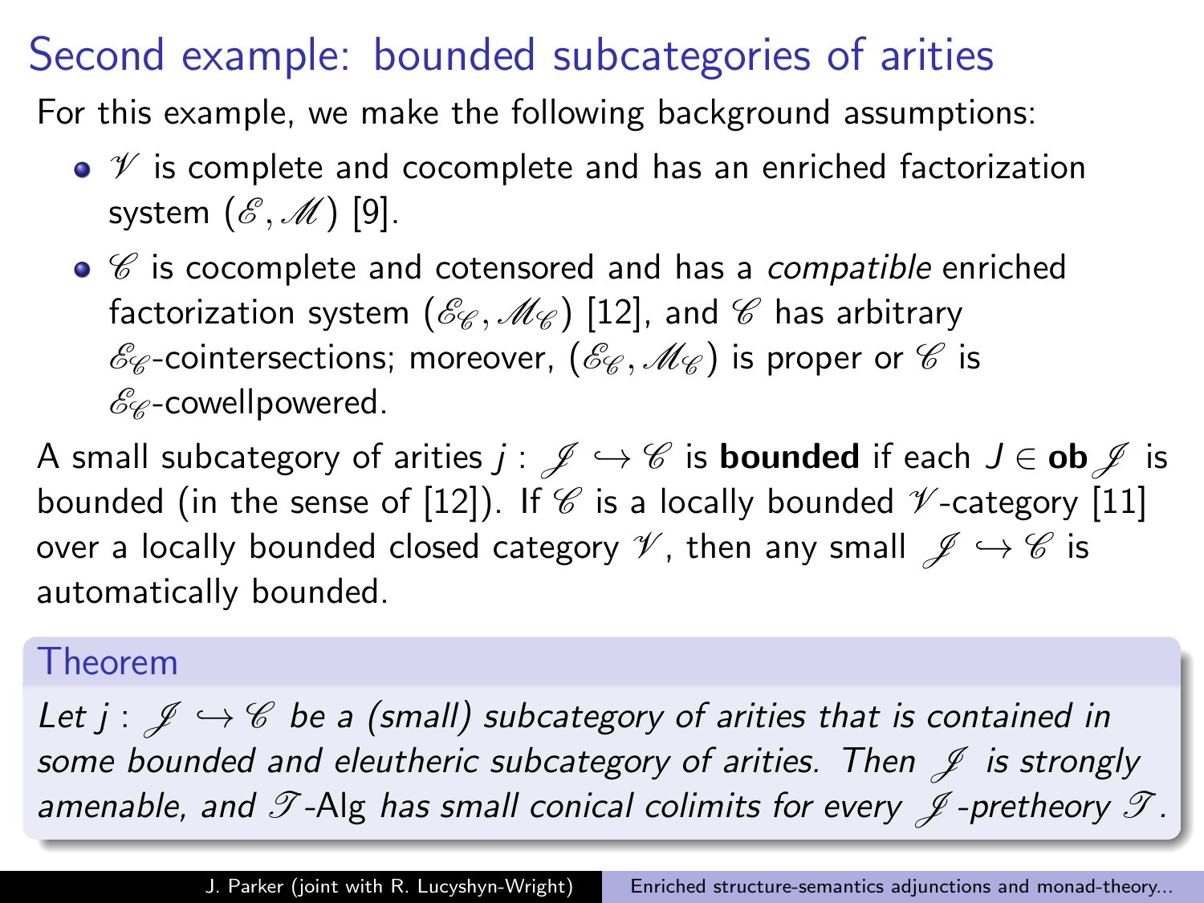# Second example: bounded subcategories of arities

For this example, we make the following background assumptions:

- $\mathscr{V}$ is complete and cocomplete and has an enriched factorization system $(\mathscr{E}, \mathscr{M})$ [9].
- $\mathscr{C}$ is cocomplete and cotensored and has a *compatible* enriched factorization system $(\mathscr{E}_\mathscr{C}, \mathscr{M}_\mathscr{C})$ [12], and $\mathscr{C}$ has arbitrary $\mathscr{E}_\mathscr{C}$-cointersections; moreover, $(\mathscr{E}_\mathscr{C}, \mathscr{M}_\mathscr{C})$ is proper or $\mathscr{C}$ is $\mathscr{E}_\mathscr{C}$-cowellpowered.

A small subcategory of arities $j : \mathscr{J} \hookrightarrow \mathscr{C}$ is **bounded** if each $J \in \mathbf{ob}\,\mathscr{J}$ is bounded (in the sense of [12]). If $\mathscr{C}$ is a locally bounded $\mathscr{V}$-category [11] over a locally bounded closed category $\mathscr{V}$, then any small $\mathscr{J} \hookrightarrow \mathscr{C}$ is automatically bounded.

**Theorem**

*Let $j : \mathscr{J} \hookrightarrow \mathscr{C}$ be a (small) subcategory of arities that is contained in some bounded and eleutheric subcategory of arities. Then $\mathscr{J}$ is strongly amenable, and $\mathscr{T}$-Alg has small conical colimits for every $\mathscr{J}$-pretheory $\mathscr{T}$.*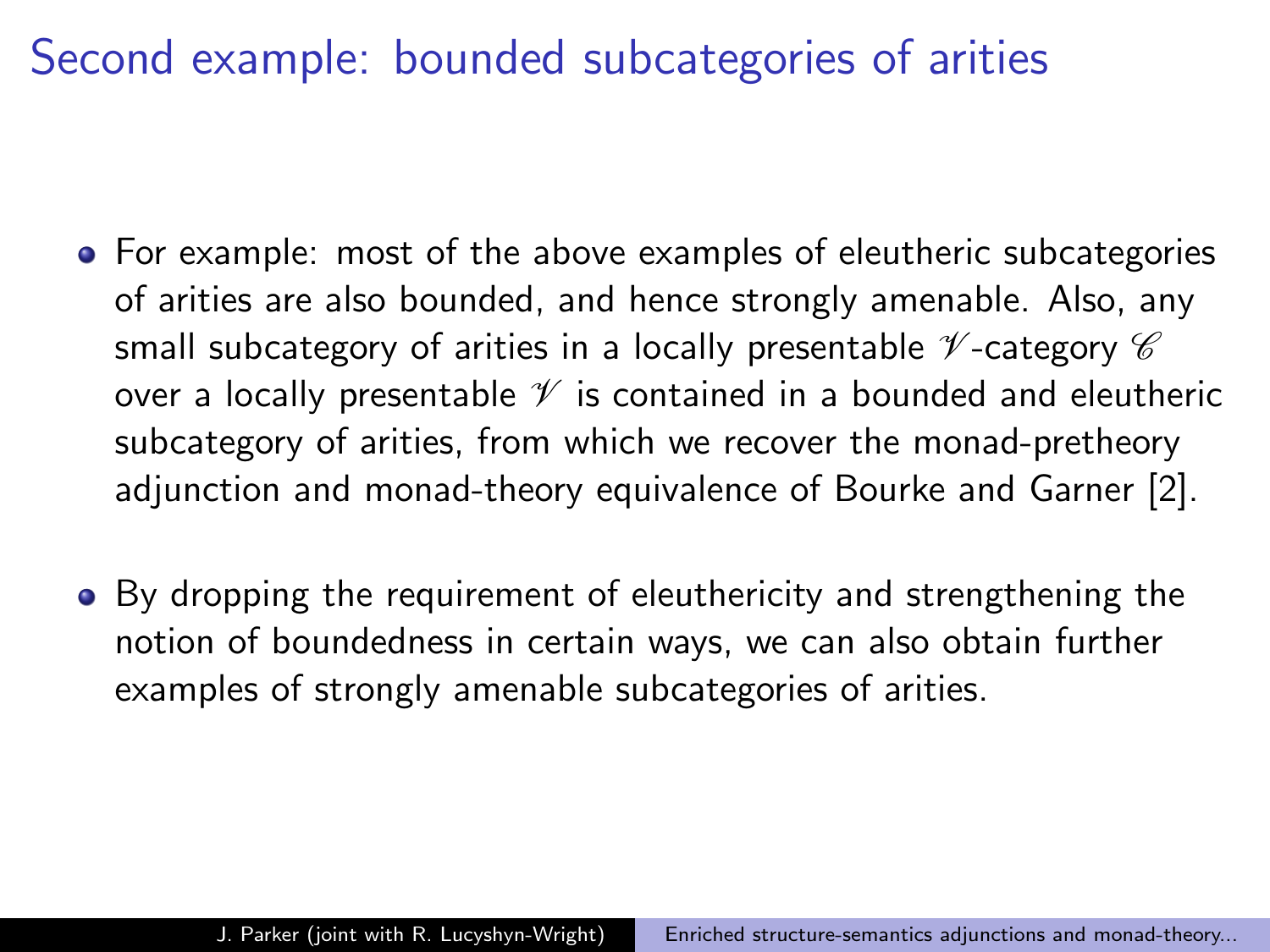# Second example: bounded subcategories of arities

- For example: most of the above examples of eleutheric subcategories of arities are also bounded, and hence strongly amenable. Also, any small subcategory of arities in a locally presentable $\mathscr{V}$-category $\mathscr{C}$ over a locally presentable $\mathscr{V}$ is contained in a bounded and eleutheric subcategory of arities, from which we recover the monad-pretheory adjunction and monad-theory equivalence of Bourke and Garner [2].

- By dropping the requirement of eleuthericity and strengthening the notion of boundedness in certain ways, we can also obtain further examples of strongly amenable subcategories of arities.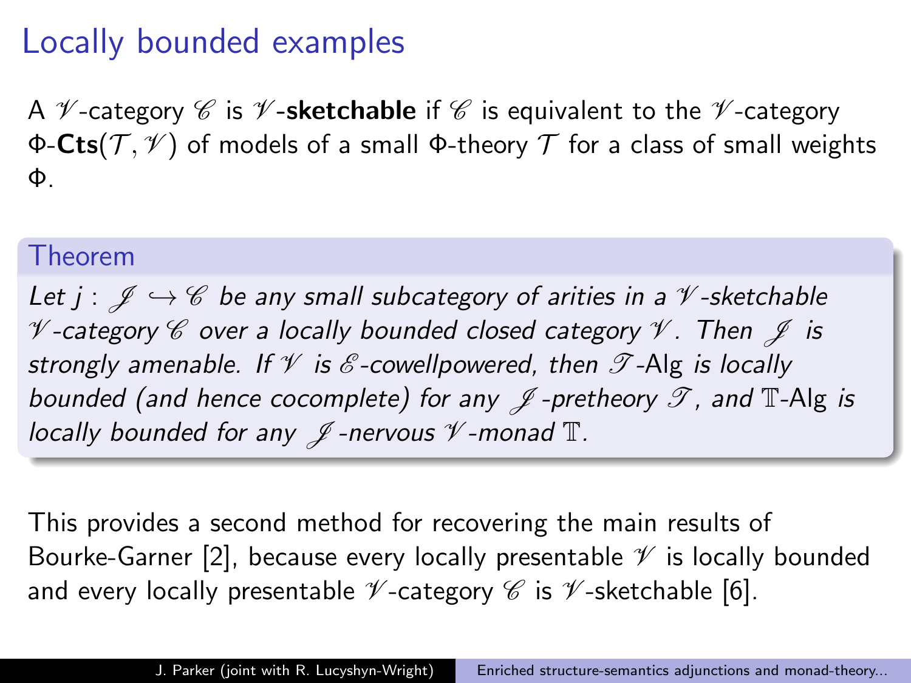# Locally bounded examples

A $\mathscr{V}$-category $\mathscr{C}$ is $\mathscr{V}$-**sketchable** if $\mathscr{C}$ is equivalent to the $\mathscr{V}$-category $\Phi$-$\mathbf{Cts}(\mathcal{T}, \mathscr{V})$ of models of a small $\Phi$-theory $\mathcal{T}$ for a class of small weights $\Phi$.

**Theorem**

*Let $j : \mathscr{J} \hookrightarrow \mathscr{C}$ be any small subcategory of arities in a $\mathscr{V}$-sketchable $\mathscr{V}$-category $\mathscr{C}$ over a locally bounded closed category $\mathscr{V}$. Then $\mathscr{J}$ is strongly amenable. If $\mathscr{V}$ is $\mathscr{E}$-cowellpowered, then $\mathscr{T}$-*Alg *is locally bounded (and hence cocomplete) for any $\mathscr{J}$-pretheory $\mathscr{T}$, and $\mathbb{T}$-*Alg *is locally bounded for any $\mathscr{J}$-nervous $\mathscr{V}$-monad $\mathbb{T}$.*

This provides a second method for recovering the main results of Bourke-Garner [2], because every locally presentable $\mathscr{V}$ is locally bounded and every locally presentable $\mathscr{V}$-category $\mathscr{C}$ is $\mathscr{V}$-sketchable [6].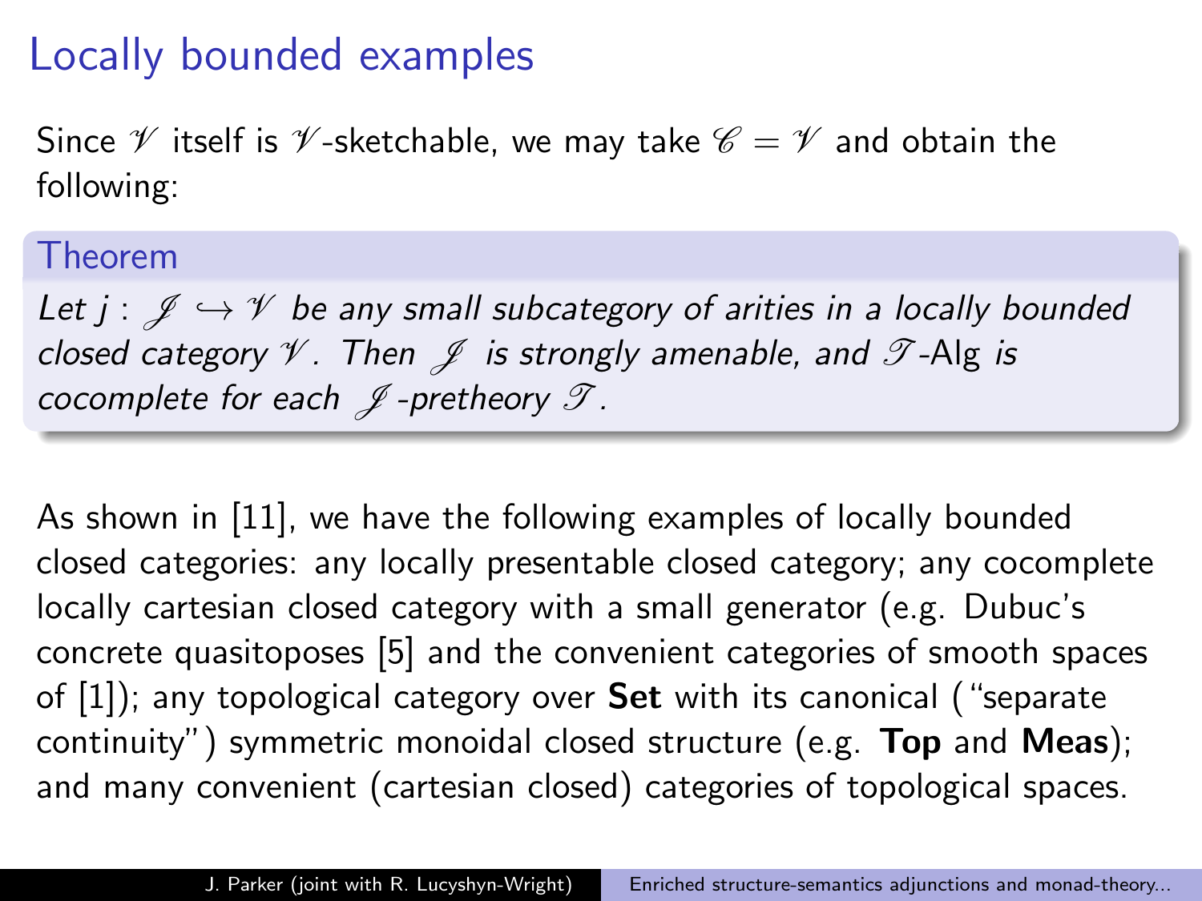# Locally bounded examples

Since $\mathscr{V}$ itself is $\mathscr{V}$-sketchable, we may take $\mathscr{C} = \mathscr{V}$ and obtain the following:

**Theorem**

*Let $j : \mathscr{J} \hookrightarrow \mathscr{V}$ be any small subcategory of arities in a locally bounded closed category $\mathscr{V}$. Then $\mathscr{J}$ is strongly amenable, and $\mathscr{T}$-Alg is cocomplete for each $\mathscr{J}$-pretheory $\mathscr{T}$.*

As shown in [11], we have the following examples of locally bounded closed categories: any locally presentable closed category; any cocomplete locally cartesian closed category with a small generator (e.g. Dubuc's concrete quasitoposes [5] and the convenient categories of smooth spaces of [1]); any topological category over **Set** with its canonical ("separate continuity") symmetric monoidal closed structure (e.g. **Top** and **Meas**); and many convenient (cartesian closed) categories of topological spaces.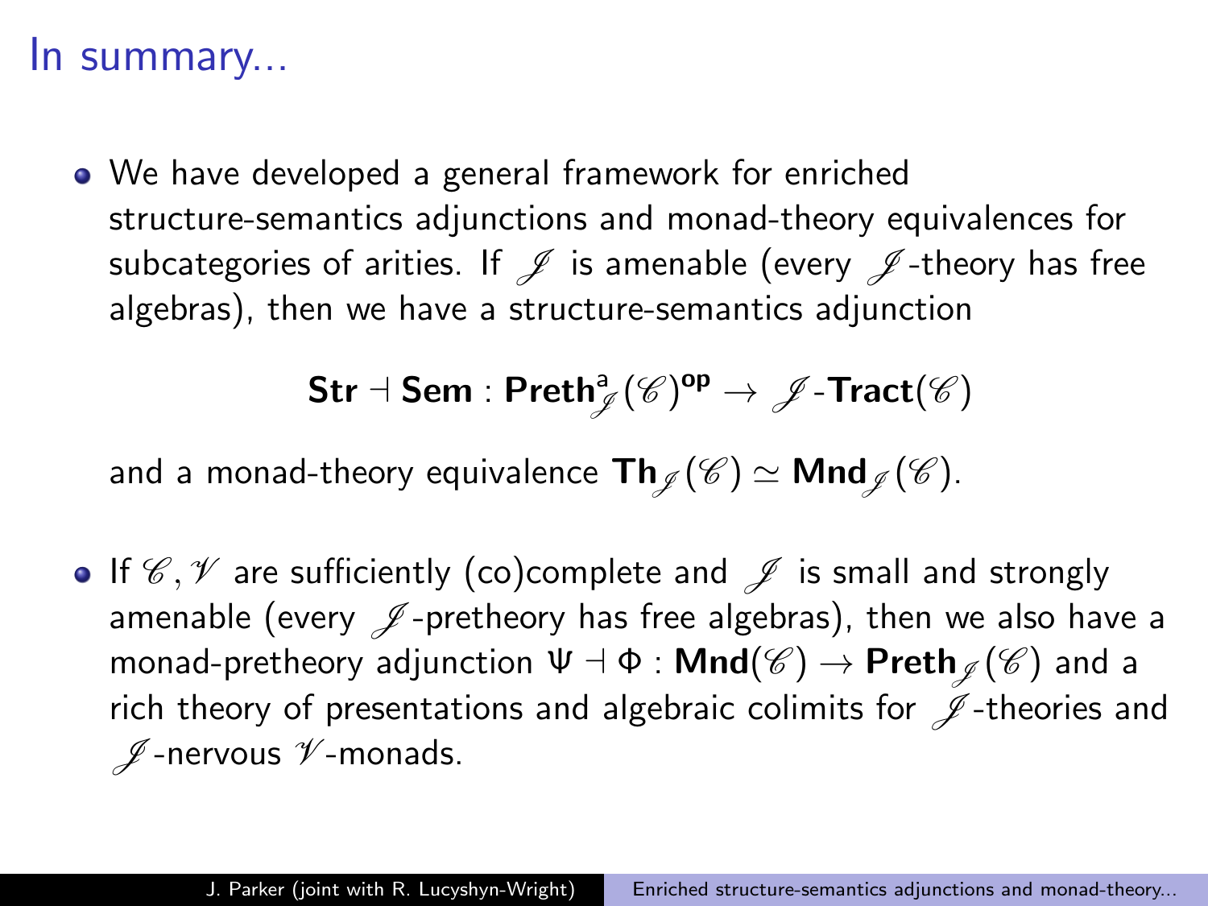# In summary...

- We have developed a general framework for enriched structure-semantics adjunctions and monad-theory equivalences for subcategories of arities. If $\mathscr{J}$ is amenable (every $\mathscr{J}$-theory has free algebras), then we have a structure-semantics adjunction

$$\mathbf{Str} \dashv \mathbf{Sem} : \mathbf{Preth}^{\mathsf{a}}_{\mathscr{J}}(\mathscr{C})^{\mathbf{op}} \to \mathscr{J}\text{-}\mathbf{Tract}(\mathscr{C})$$

  and a monad-theory equivalence $\mathbf{Th}_{\mathscr{J}}(\mathscr{C}) \simeq \mathbf{Mnd}_{\mathscr{J}}(\mathscr{C})$.

- If $\mathscr{C}, \mathscr{V}$ are sufficiently (co)complete and $\mathscr{J}$ is small and strongly amenable (every $\mathscr{J}$-pretheory has free algebras), then we also have a monad-pretheory adjunction $\Psi \dashv \Phi : \mathbf{Mnd}(\mathscr{C}) \to \mathbf{Preth}_{\mathscr{J}}(\mathscr{C})$ and a rich theory of presentations and algebraic colimits for $\mathscr{J}$-theories and $\mathscr{J}$-nervous $\mathscr{V}$-monads.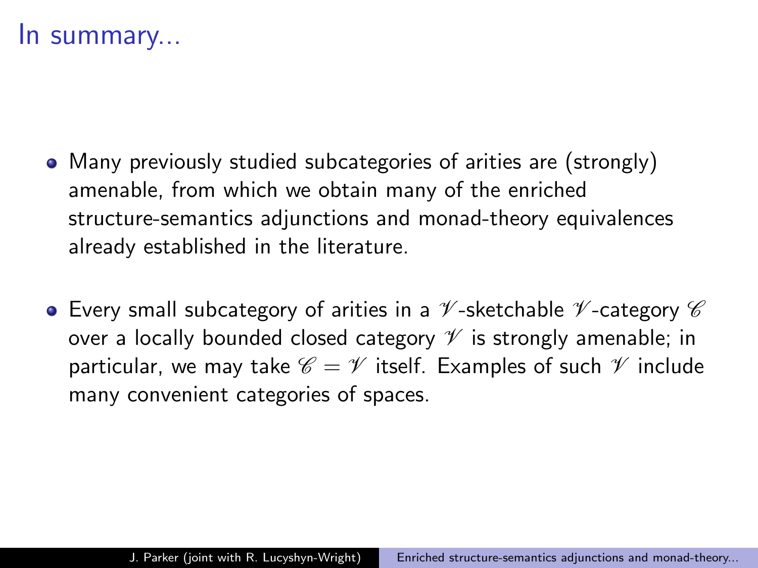# In summary...

- Many previously studied subcategories of arities are (strongly) amenable, from which we obtain many of the enriched structure-semantics adjunctions and monad-theory equivalences already established in the literature.

- Every small subcategory of arities in a $\mathscr{V}$-sketchable $\mathscr{V}$-category $\mathscr{C}$ over a locally bounded closed category $\mathscr{V}$ is strongly amenable; in particular, we may take $\mathscr{C} = \mathscr{V}$ itself. Examples of such $\mathscr{V}$ include many convenient categories of spaces.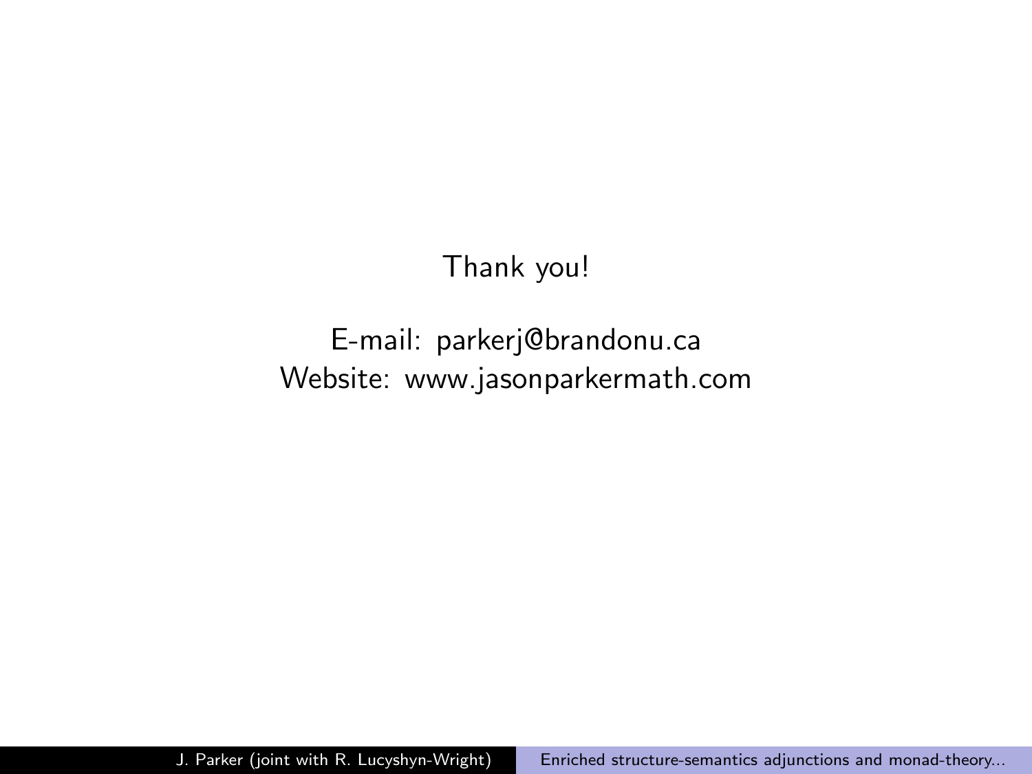Thank you!

E-mail: parkerj@brandonu.ca
Website: www.jasonparkermath.com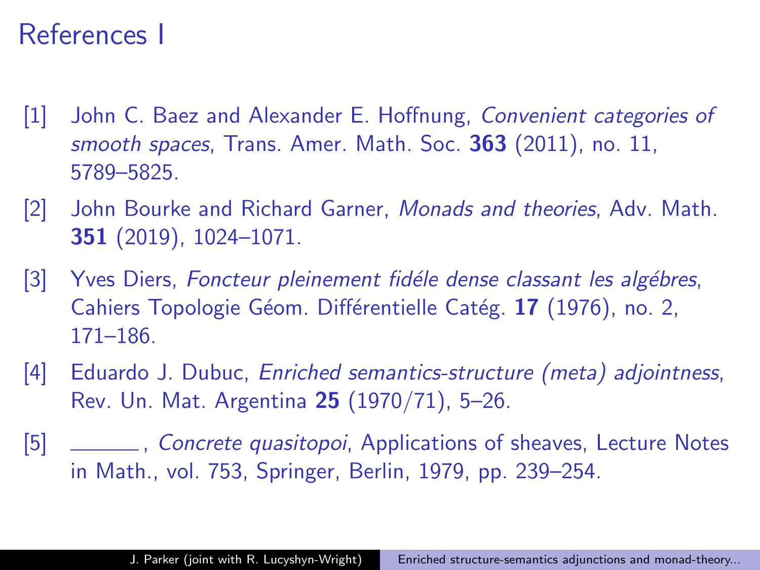# References I

[1] John C. Baez and Alexander E. Hoffnung, *Convenient categories of smooth spaces*, Trans. Amer. Math. Soc. **363** (2011), no. 11, 5789–5825.

[2] John Bourke and Richard Garner, *Monads and theories*, Adv. Math. **351** (2019), 1024–1071.

[3] Yves Diers, *Foncteur pleinement fidéle dense classant les algébres*, Cahiers Topologie Géom. Différentielle Catég. **17** (1976), no. 2, 171–186.

[4] Eduardo J. Dubuc, *Enriched semantics-structure (meta) adjointness*, Rev. Un. Mat. Argentina **25** (1970/71), 5–26.

[5] ______, *Concrete quasitopoi*, Applications of sheaves, Lecture Notes in Math., vol. 753, Springer, Berlin, 1979, pp. 239–254.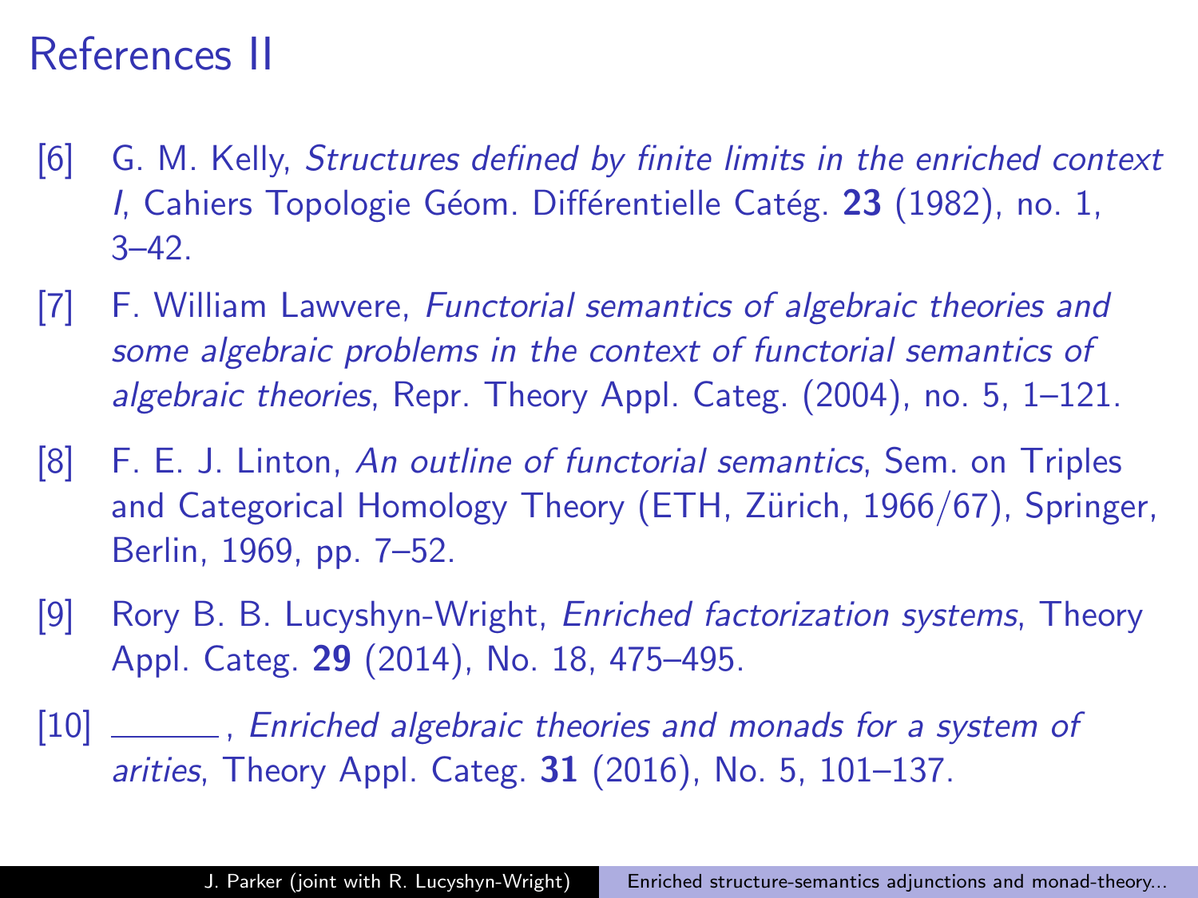# References II

[6] G. M. Kelly, *Structures defined by finite limits in the enriched context I*, Cahiers Topologie Géom. Différentielle Catég. **23** (1982), no. 1, 3–42.

[7] F. William Lawvere, *Functorial semantics of algebraic theories and some algebraic problems in the context of functorial semantics of algebraic theories*, Repr. Theory Appl. Categ. (2004), no. 5, 1–121.

[8] F. E. J. Linton, *An outline of functorial semantics*, Sem. on Triples and Categorical Homology Theory (ETH, Zürich, 1966/67), Springer, Berlin, 1969, pp. 7–52.

[9] Rory B. B. Lucyshyn-Wright, *Enriched factorization systems*, Theory Appl. Categ. **29** (2014), No. 18, 475–495.

[10] ______, *Enriched algebraic theories and monads for a system of arities*, Theory Appl. Categ. **31** (2016), No. 5, 101–137.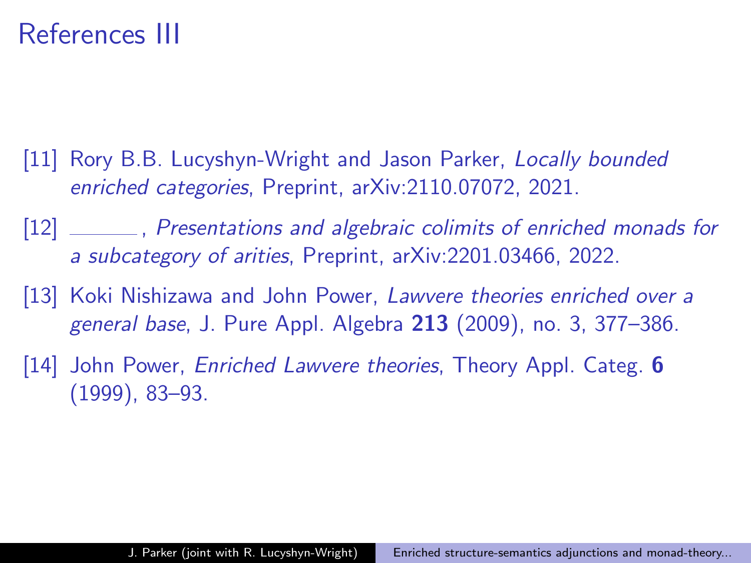# References III

[11] Rory B.B. Lucyshyn-Wright and Jason Parker, *Locally bounded enriched categories*, Preprint, arXiv:2110.07072, 2021.

[12] ———, *Presentations and algebraic colimits of enriched monads for a subcategory of arities*, Preprint, arXiv:2201.03466, 2022.

[13] Koki Nishizawa and John Power, *Lawvere theories enriched over a general base*, J. Pure Appl. Algebra **213** (2009), no. 3, 377–386.

[14] John Power, *Enriched Lawvere theories*, Theory Appl. Categ. **6** (1999), 83–93.